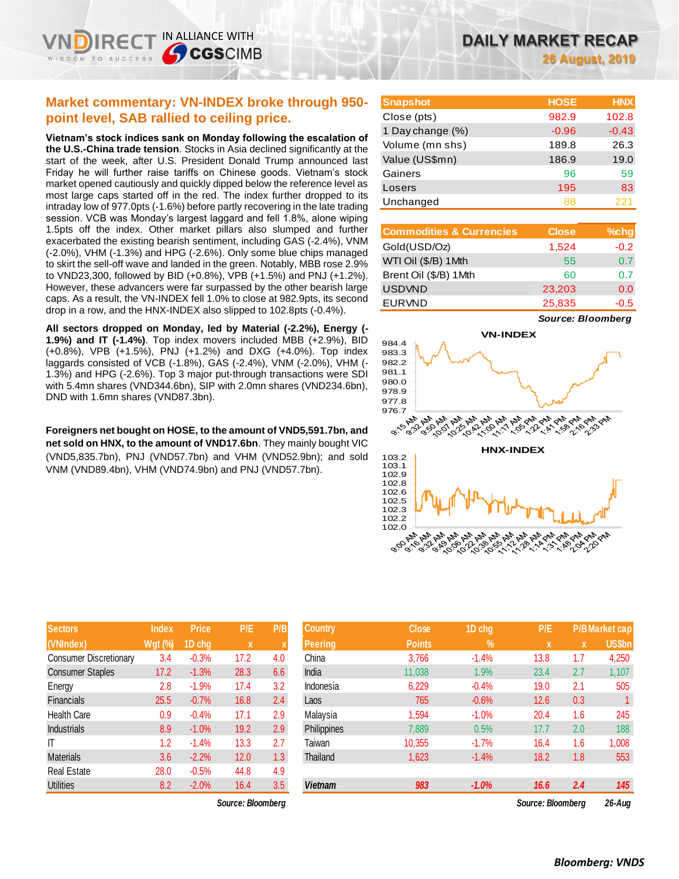# DAILY MARKET RECAP

**26 August, 2019**

## Market commentary: VN-INDEX broke through 950-point level, SAB rallied to ceiling price.

**Vietnam's stock indices sank on Monday following the escalation of the U.S.-China trade tension**. Stocks in Asia declined significantly at the start of the week, after U.S. President Donald Trump announced last Friday he will further raise tariffs on Chinese goods. Vietnam's stock market opened cautiously and quickly dipped below the reference level as most large caps started off in the red. The index further dropped to its intraday low of 977.0pts (-1.6%) before partly recovering in the late trading session. VCB was Monday's largest laggard and fell 1.8%, alone wiping 1.5pts off the index. Other market pillars also slumped and further exacerbated the existing bearish sentiment, including GAS (-2.4%), VNM (-2.0%), VHM (-1.3%) and HPG (-2.6%). Only some blue chips managed to skirt the sell-off wave and landed in the green. Notably, MBB rose 2.9% to VND23,300, followed by BID (+0.8%), VPB (+1.5%) and PNJ (+1.2%). However, these advancers were far surpassed by the other bearish large caps. As a result, the VN-INDEX fell 1.0% to close at 982.9pts, its second drop in a row, and the HNX-INDEX also slipped to 102.8pts (-0.4%).

**All sectors dropped on Monday, led by Material (-2.2%), Energy (-1.9%) and IT (-1.4%)**. Top index movers included MBB (+2.9%), BID (+0.8%), VPB (+1.5%), PNJ (+1.2%) and DXG (+4.0%). Top index laggards consisted of VCB (-1.8%), GAS (-2.4%), VNM (-2.0%), VHM (-1.3%) and HPG (-2.6%). Top 3 major put-through transactions were SDI with 5.4mn shares (VND344.6bn), SIP with 2.0mn shares (VND234.6bn), DND with 1.6mn shares (VND87.3bn).

**Foreigners net bought on HOSE, to the amount of VND5,591.7bn, and net sold on HNX, to the amount of VND17.6bn**. They mainly bought VIC (VND5,835.7bn), PNJ (VND57.7bn) and VHM (VND52.9bn); and sold VNM (VND89.4bn), VHM (VND74.9bn) and PNJ (VND57.7bn).

| Snapshot | HOSE | HNX |
|---|---|---|
| Close (pts) | 982.9 | 102.8 |
| 1 Day change (%) | -0.96 | -0.43 |
| Volume (mn shs) | 189.8 | 26.3 |
| Value (US$mn) | 186.9 | 19.0 |
| Gainers | 96 | 59 |
| Losers | 195 | 83 |
| Unchanged | 88 | 221 |

| Commodities & Currencies | Close | %chg |
|---|---|---|
| Gold(USD/Oz) | 1,524 | -0.2 |
| WTI Oil ($/B) 1Mth | 55 | 0.7 |
| Brent Oil ($/B) 1Mth | 60 | 0.7 |
| USDVND | 23,203 | 0.0 |
| EURVND | 25,835 | -0.5 |

*Source: Bloomberg*

| Sectors (VNIndex) | Index Wgt (%) | Price 1D chg | P/E x | P/B x |
|---|---|---|---|---|
| Consumer Discretionary | 3.4 | -0.3% | 17.2 | 4.0 |
| Consumer Staples | 17.2 | -1.3% | 28.3 | 6.6 |
| Energy | 2.8 | -1.9% | 17.4 | 3.2 |
| Financials | 25.5 | -0.7% | 16.8 | 2.4 |
| Health Care | 0.9 | -0.4% | 17.1 | 2.9 |
| Industrials | 8.9 | -1.0% | 19.2 | 2.9 |
| IT | 1.2 | -1.4% | 13.3 | 2.7 |
| Materials | 3.6 | -2.2% | 12.0 | 1.3 |
| Real Estate | 28.0 | -0.5% | 44.8 | 4.9 |
| Utilities | 8.2 | -2.0% | 16.4 | 3.5 |

*Source: Bloomberg*

| Country Peering | Close Points | 1D chg % | P/E x | P/B x | Market cap US$bn |
|---|---|---|---|---|---|
| China | 3,766 | -1.4% | 13.8 | 1.7 | 4,250 |
| India | 11,038 | 1.9% | 23.4 | 2.7 | 1,107 |
| Indonesia | 6,229 | -0.4% | 19.0 | 2.1 | 505 |
| Laos | 765 | -0.6% | 12.6 | 0.3 | 1 |
| Malaysia | 1,594 | -1.0% | 20.4 | 1.6 | 245 |
| Philippines | 7,889 | 0.5% | 17.7 | 2.0 | 188 |
| Taiwan | 10,355 | -1.7% | 16.4 | 1.6 | 1,008 |
| Thailand | 1,623 | -1.4% | 18.2 | 1.8 | 553 |
| ***Vietnam*** | ***983*** | ***-1.0%*** | ***16.6*** | ***2.4*** | ***145*** |

*Source: Bloomberg* *26-Aug*

***Bloomberg: VNDS***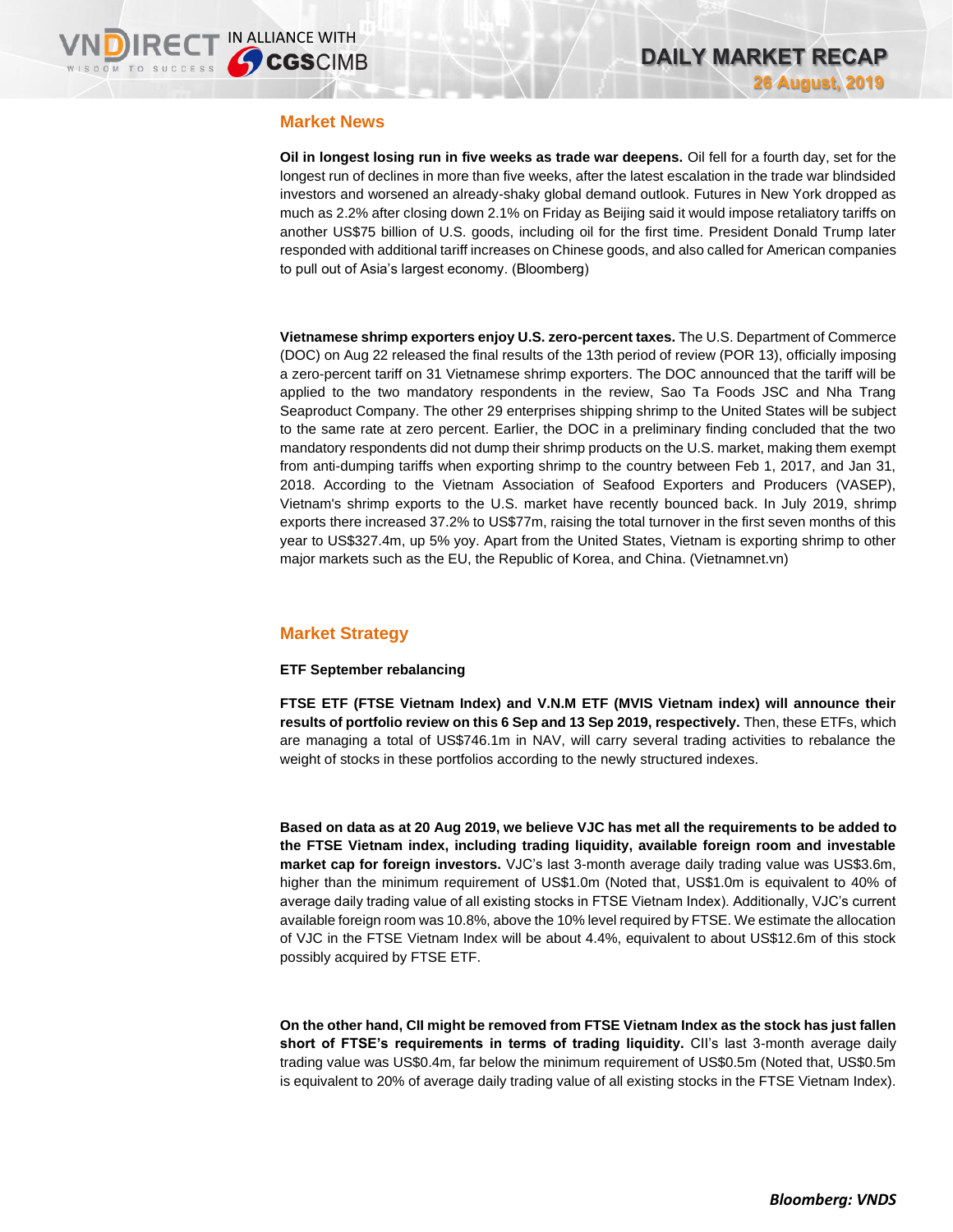## Market News

**Oil in longest losing run in five weeks as trade war deepens.** Oil fell for a fourth day, set for the longest run of declines in more than five weeks, after the latest escalation in the trade war blindsided investors and worsened an already-shaky global demand outlook. Futures in New York dropped as much as 2.2% after closing down 2.1% on Friday as Beijing said it would impose retaliatory tariffs on another US$75 billion of U.S. goods, including oil for the first time. President Donald Trump later responded with additional tariff increases on Chinese goods, and also called for American companies to pull out of Asia's largest economy. (Bloomberg)

**Vietnamese shrimp exporters enjoy U.S. zero-percent taxes.** The U.S. Department of Commerce (DOC) on Aug 22 released the final results of the 13th period of review (POR 13), officially imposing a zero-percent tariff on 31 Vietnamese shrimp exporters. The DOC announced that the tariff will be applied to the two mandatory respondents in the review, Sao Ta Foods JSC and Nha Trang Seaproduct Company. The other 29 enterprises shipping shrimp to the United States will be subject to the same rate at zero percent. Earlier, the DOC in a preliminary finding concluded that the two mandatory respondents did not dump their shrimp products on the U.S. market, making them exempt from anti-dumping tariffs when exporting shrimp to the country between Feb 1, 2017, and Jan 31, 2018. According to the Vietnam Association of Seafood Exporters and Producers (VASEP), Vietnam's shrimp exports to the U.S. market have recently bounced back. In July 2019, shrimp exports there increased 37.2% to US$77m, raising the total turnover in the first seven months of this year to US$327.4m, up 5% yoy. Apart from the United States, Vietnam is exporting shrimp to other major markets such as the EU, the Republic of Korea, and China. (Vietnamnet.vn)

## Market Strategy

**ETF September rebalancing**

**FTSE ETF (FTSE Vietnam Index) and V.N.M ETF (MVIS Vietnam index) will announce their results of portfolio review on this 6 Sep and 13 Sep 2019, respectively.** Then, these ETFs, which are managing a total of US$746.1m in NAV, will carry several trading activities to rebalance the weight of stocks in these portfolios according to the newly structured indexes.

**Based on data as at 20 Aug 2019, we believe VJC has met all the requirements to be added to the FTSE Vietnam index, including trading liquidity, available foreign room and investable market cap for foreign investors.** VJC's last 3-month average daily trading value was US$3.6m, higher than the minimum requirement of US$1.0m (Noted that, US$1.0m is equivalent to 40% of average daily trading value of all existing stocks in FTSE Vietnam Index). Additionally, VJC's current available foreign room was 10.8%, above the 10% level required by FTSE. We estimate the allocation of VJC in the FTSE Vietnam Index will be about 4.4%, equivalent to about US$12.6m of this stock possibly acquired by FTSE ETF.

**On the other hand, CII might be removed from FTSE Vietnam Index as the stock has just fallen short of FTSE's requirements in terms of trading liquidity.** CII's last 3-month average daily trading value was US$0.4m, far below the minimum requirement of US$0.5m (Noted that, US$0.5m is equivalent to 20% of average daily trading value of all existing stocks in the FTSE Vietnam Index).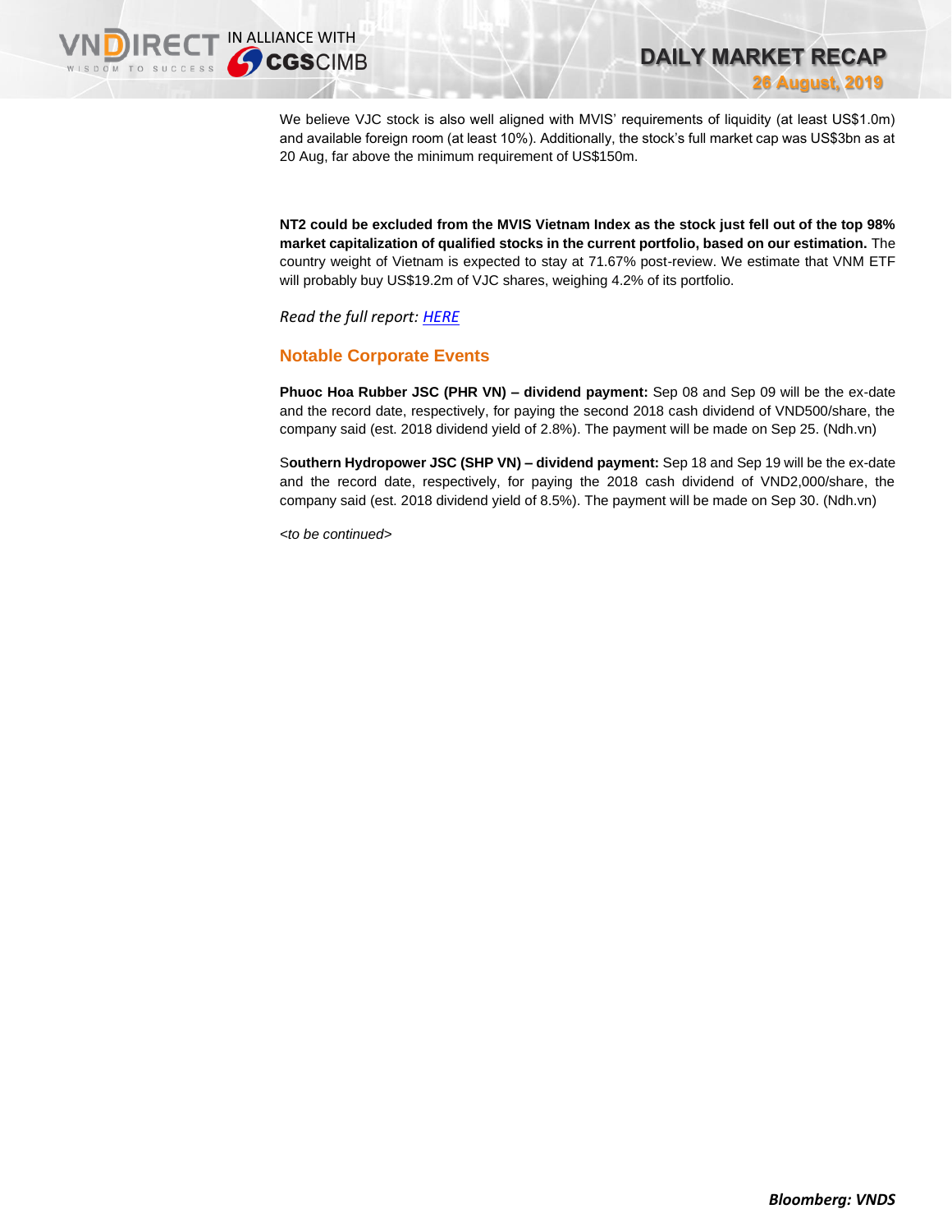We believe VJC stock is also well aligned with MVIS' requirements of liquidity (at least US$1.0m) and available foreign room (at least 10%). Additionally, the stock's full market cap was US$3bn as at 20 Aug, far above the minimum requirement of US$150m.

**NT2 could be excluded from the MVIS Vietnam Index as the stock just fell out of the top 98% market capitalization of qualified stocks in the current portfolio, based on our estimation.** The country weight of Vietnam is expected to stay at 71.67% post-review. We estimate that VNM ETF will probably buy US$19.2m of VJC shares, weighing 4.2% of its portfolio.

*Read the full report: HERE*

## Notable Corporate Events

**Phuoc Hoa Rubber JSC (PHR VN) – dividend payment:** Sep 08 and Sep 09 will be the ex-date and the record date, respectively, for paying the second 2018 cash dividend of VND500/share, the company said (est. 2018 dividend yield of 2.8%). The payment will be made on Sep 25. (Ndh.vn)

S**outhern Hydropower JSC (SHP VN) – dividend payment:** Sep 18 and Sep 19 will be the ex-date and the record date, respectively, for paying the 2018 cash dividend of VND2,000/share, the company said (est. 2018 dividend yield of 8.5%). The payment will be made on Sep 30. (Ndh.vn)

*<to be continued>*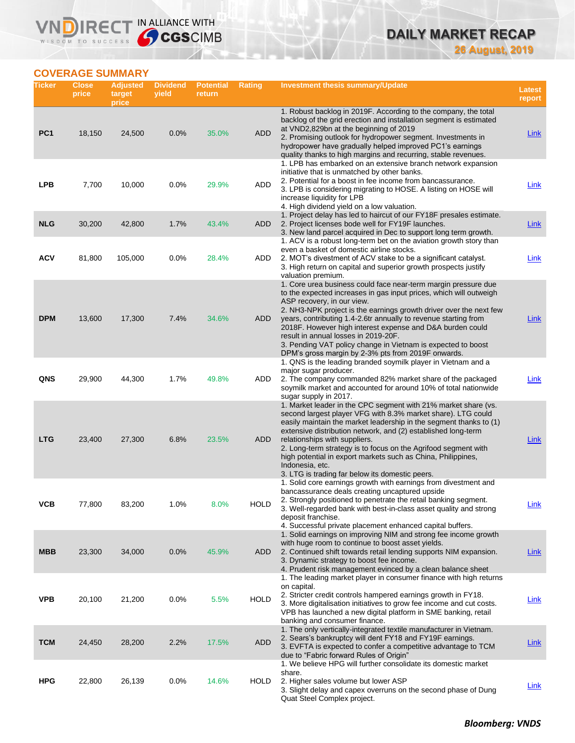## COVERAGE SUMMARY

| Ticker | Close price | Adjusted target price | Dividend yield | Potential return | Rating | Investment thesis summary/Update | Latest report |
|---|---|---|---|---|---|---|---|
| PC1 | 18,150 | 24,500 | 0.0% | 35.0% | ADD | 1. Robust backlog in 2019F. According to the company, the total backlog of the grid erection and installation segment is estimated at VND2,829bn at the beginning of 2019<br>2. Promising outlook for hydropower segment. Investments in hydropower have gradually helped improved PC1's earnings quality thanks to high margins and recurring, stable revenues. | Link |
| LPB | 7,700 | 10,000 | 0.0% | 29.9% | ADD | 1. LPB has embarked on an extensive branch network expansion initiative that is unmatched by other banks.<br>2. Potential for a boost in fee income from bancassurance.<br>3. LPB is considering migrating to HOSE. A listing on HOSE will increase liquidity for LPB<br>4. High dividend yield on a low valuation. | Link |
| NLG | 30,200 | 42,800 | 1.7% | 43.4% | ADD | 1. Project delay has led to haircut of our FY18F presales estimate.<br>2. Project licenses bode well for FY19F launches.<br>3. New land parcel acquired in Dec to support long term growth. | Link |
| ACV | 81,800 | 105,000 | 0.0% | 28.4% | ADD | 1. ACV is a robust long-term bet on the aviation growth story than even a basket of domestic airline stocks.<br>2. MOT's divestment of ACV stake to be a significant catalyst.<br>3. High return on capital and superior growth prospects justify valuation premium. | Link |
| DPM | 13,600 | 17,300 | 7.4% | 34.6% | ADD | 1. Core urea business could face near-term margin pressure due to the expected increases in gas input prices, which will outweigh ASP recovery, in our view.<br>2. NH3-NPK project is the earnings growth driver over the next few years, contributing 1.4-2.6tr annually to revenue starting from 2018F. However high interest expense and D&A burden could result in annual losses in 2019-20F.<br>3. Pending VAT policy change in Vietnam is expected to boost DPM's gross margin by 2-3% pts from 2019F onwards. | Link |
| QNS | 29,900 | 44,300 | 1.7% | 49.8% | ADD | 1. QNS is the leading branded soymilk player in Vietnam and a major sugar producer.<br>2. The company commanded 82% market share of the packaged soymilk market and accounted for around 10% of total nationwide sugar supply in 2017. | Link |
| LTG | 23,400 | 27,300 | 6.8% | 23.5% | ADD | 1. Market leader in the CPC segment with 21% market share (vs. second largest player VFG with 8.3% market share). LTG could easily maintain the market leadership in the segment thanks to (1) extensive distribution network, and (2) established long-term relationships with suppliers.<br>2. Long-term strategy is to focus on the Agrifood segment with high potential in export markets such as China, Philippines, Indonesia, etc.<br>3. LTG is trading far below its domestic peers. | Link |
| VCB | 77,800 | 83,200 | 1.0% | 8.0% | HOLD | 1. Solid core earnings growth with earnings from divestment and bancassurance deals creating uncaptured upside<br>2. Strongly positioned to penetrate the retail banking segment.<br>3. Well-regarded bank with best-in-class asset quality and strong deposit franchise.<br>4. Successful private placement enhanced capital buffers. | Link |
| MBB | 23,300 | 34,000 | 0.0% | 45.9% | ADD | 1. Solid earnings on improving NIM and strong fee income growth with huge room to continue to boost asset yields.<br>2. Continued shift towards retail lending supports NIM expansion.<br>3. Dynamic strategy to boost fee income.<br>4. Prudent risk management evinced by a clean balance sheet | Link |
| VPB | 20,100 | 21,200 | 0.0% | 5.5% | HOLD | 1. The leading market player in consumer finance with high returns on capital.<br>2. Stricter credit controls hampered earnings growth in FY18.<br>3. More digitalisation initiatives to grow fee income and cut costs. VPB has launched a new digital platform in SME banking, retail banking and consumer finance. | Link |
| TCM | 24,450 | 28,200 | 2.2% | 17.5% | ADD | 1. The only vertically-integrated textile manufacturer in Vietnam.<br>2. Sears's bankruptcy will dent FY18 and FY19F earnings.<br>3. EVFTA is expected to confer a competitive advantage to TCM due to "Fabric forward Rules of Origin" | Link |
| HPG | 22,800 | 26,139 | 0.0% | 14.6% | HOLD | 1. We believe HPG will further consolidate its domestic market share.<br>2. Higher sales volume but lower ASP<br>3. Slight delay and capex overruns on the second phase of Dung Quat Steel Complex project. | Link |

***Bloomberg: VNDS***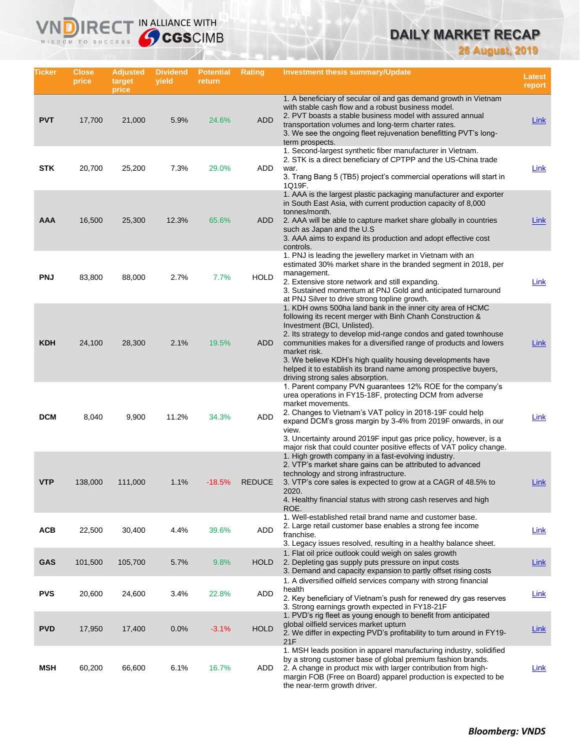# DAILY MARKET RECAP

**26 August, 2019**

| Ticker | Close price | Adjusted target price | Dividend yield | Potential return | Rating | Investment thesis summary/Update | Latest report |
|---|---|---|---|---|---|---|---|
| PVT | 17,700 | 21,000 | 5.9% | 24.6% | ADD | 1. A beneficiary of secular oil and gas demand growth in Vietnam with stable cash flow and a robust business model.<br>2. PVT boasts a stable business model with assured annual transportation volumes and long-term charter rates.<br>3. We see the ongoing fleet rejuvenation benefitting PVT's long-term prospects. | Link |
| STK | 20,700 | 25,200 | 7.3% | 29.0% | ADD | 1. Second-largest synthetic fiber manufacturer in Vietnam.<br>2. STK is a direct beneficiary of CPTPP and the US-China trade war.<br>3. Trang Bang 5 (TB5) project's commercial operations will start in 1Q19F. | Link |
| AAA | 16,500 | 25,300 | 12.3% | 65.6% | ADD | 1. AAA is the largest plastic packaging manufacturer and exporter in South East Asia, with current production capacity of 8,000 tonnes/month.<br>2. AAA will be able to capture market share globally in countries such as Japan and the U.S<br>3. AAA aims to expand its production and adopt effective cost controls. | Link |
| PNJ | 83,800 | 88,000 | 2.7% | 7.7% | HOLD | 1. PNJ is leading the jewellery market in Vietnam with an estimated 30% market share in the branded segment in 2018, per management.<br>2. Extensive store network and still expanding.<br>3. Sustained momentum at PNJ Gold and anticipated turnaround at PNJ Silver to drive strong topline growth. | Link |
| KDH | 24,100 | 28,300 | 2.1% | 19.5% | ADD | 1. KDH owns 500ha land bank in the inner city area of HCMC following its recent merger with Binh Chanh Construction & Investment (BCI, Unlisted).<br>2. Its strategy to develop mid-range condos and gated townhouse communities makes for a diversified range of products and lowers market risk.<br>3. We believe KDH's high quality housing developments have helped it to establish its brand name among prospective buyers, driving strong sales absorption. | Link |
| DCM | 8,040 | 9,900 | 11.2% | 34.3% | ADD | 1. Parent company PVN guarantees 12% ROE for the company's urea operations in FY15-18F, protecting DCM from adverse market movements.<br>2. Changes to Vietnam's VAT policy in 2018-19F could help expand DCM's gross margin by 3-4% from 2019F onwards, in our view.<br>3. Uncertainty around 2019F input gas price policy, however, is a major risk that could counter positive effects of VAT policy change. | Link |
| VTP | 138,000 | 111,000 | 1.1% | -18.5% | REDUCE | 1. High growth company in a fast-evolving industry.<br>2. VTP's market share gains can be attributed to advanced technology and strong infrastructure.<br>3. VTP's core sales is expected to grow at a CAGR of 48.5% to 2020.<br>4. Healthy financial status with strong cash reserves and high ROE. | Link |
| ACB | 22,500 | 30,400 | 4.4% | 39.6% | ADD | 1. Well-established retail brand name and customer base.<br>2. Large retail customer base enables a strong fee income franchise.<br>3. Legacy issues resolved, resulting in a healthy balance sheet. | Link |
| GAS | 101,500 | 105,700 | 5.7% | 9.8% | HOLD | 1. Flat oil price outlook could weigh on sales growth<br>2. Depleting gas supply puts pressure on input costs<br>3. Demand and capacity expansion to partly offset rising costs | Link |
| PVS | 20,600 | 24,600 | 3.4% | 22.8% | ADD | 1. A diversified oilfield services company with strong financial health<br>2. Key beneficiary of Vietnam's push for renewed dry gas reserves<br>3. Strong earnings growth expected in FY18-21F | Link |
| PVD | 17,950 | 17,400 | 0.0% | -3.1% | HOLD | 1. PVD's rig fleet as young enough to benefit from anticipated global oilfield services market upturn<br>2. We differ in expecting PVD's profitability to turn around in FY19-21F | Link |
| MSH | 60,200 | 66,600 | 6.1% | 16.7% | ADD | 1. MSH leads position in apparel manufacturing industry, solidified by a strong customer base of global premium fashion brands.<br>2. A change in product mix with larger contribution from high-margin FOB (Free on Board) apparel production is expected to be the near-term growth driver. | Link |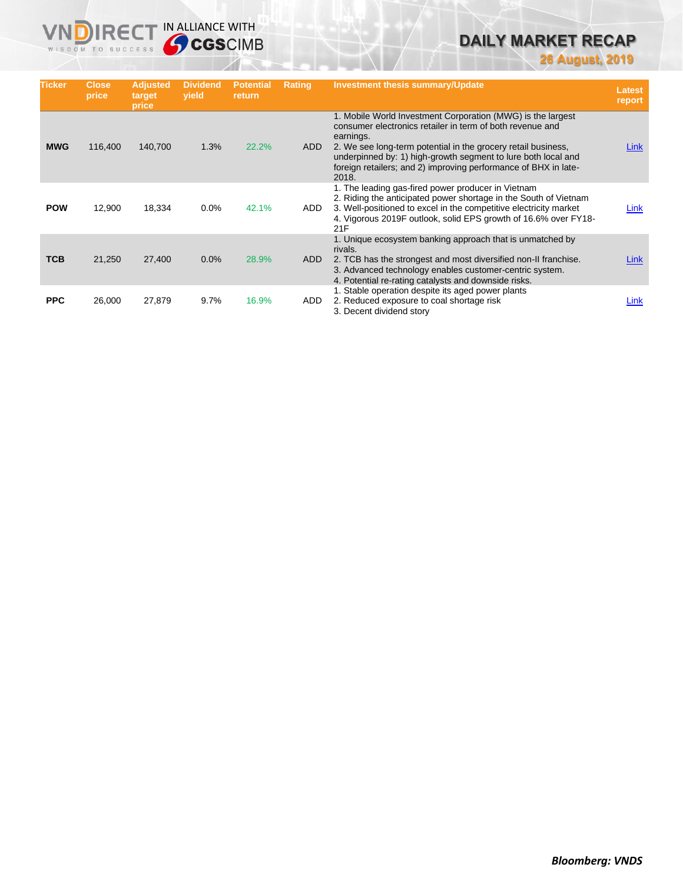| Ticker | Close price | Adjusted target price | Dividend yield | Potential return | Rating | Investment thesis summary/Update | Latest report |
|---|---|---|---|---|---|---|---|
| **MWG** | 116,400 | 140,700 | 1.3% | 22.2% | ADD | 1. Mobile World Investment Corporation (MWG) is the largest consumer electronics retailer in term of both revenue and earnings.<br>2. We see long-term potential in the grocery retail business, underpinned by: 1) high-growth segment to lure both local and foreign retailers; and 2) improving performance of BHX in late-2018. | Link |
| **POW** | 12,900 | 18,334 | 0.0% | 42.1% | ADD | 1. The leading gas-fired power producer in Vietnam<br>2. Riding the anticipated power shortage in the South of Vietnam<br>3. Well-positioned to excel in the competitive electricity market<br>4. Vigorous 2019F outlook, solid EPS growth of 16.6% over FY18-21F | Link |
| **TCB** | 21,250 | 27,400 | 0.0% | 28.9% | ADD | 1. Unique ecosystem banking approach that is unmatched by rivals.<br>2. TCB has the strongest and most diversified non-II franchise.<br>3. Advanced technology enables customer-centric system.<br>4. Potential re-rating catalysts and downside risks. | Link |
| **PPC** | 26,000 | 27,879 | 9.7% | 16.9% | ADD | 1. Stable operation despite its aged power plants<br>2. Reduced exposure to coal shortage risk<br>3. Decent dividend story | Link |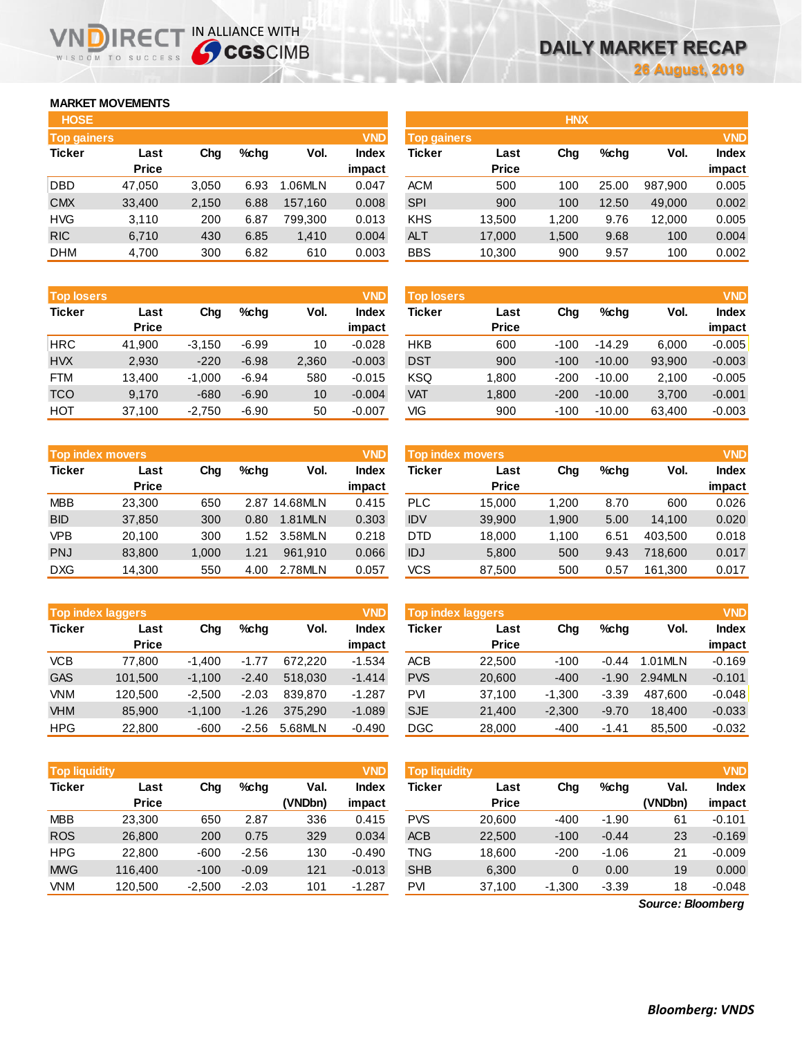# DAILY MARKET RECAP

26 August, 2019

## MARKET MOVEMENTS

### HOSE

**Top gainers** (VND)

| Ticker | Last Price | Chg | %chg | Vol. | Index impact |
|---|---|---|---|---|---|
| DBD | 47,050 | 3,050 | 6.93 | 1.06MLN | 0.047 |
| CMX | 33,400 | 2,150 | 6.88 | 157,160 | 0.008 |
| HVG | 3,110 | 200 | 6.87 | 799,300 | 0.013 |
| RIC | 6,710 | 430 | 6.85 | 1,410 | 0.004 |
| DHM | 4,700 | 300 | 6.82 | 610 | 0.003 |

**Top losers** (VND)

| Ticker | Last Price | Chg | %chg | Vol. | Index impact |
|---|---|---|---|---|---|
| HRC | 41,900 | -3,150 | -6.99 | 10 | -0.028 |
| HVX | 2,930 | -220 | -6.98 | 2,360 | -0.003 |
| FTM | 13,400 | -1,000 | -6.94 | 580 | -0.015 |
| TCO | 9,170 | -680 | -6.90 | 10 | -0.004 |
| HOT | 37,100 | -2,750 | -6.90 | 50 | -0.007 |

**Top index movers** (VND)

| Ticker | Last Price | Chg | %chg | Vol. | Index impact |
|---|---|---|---|---|---|
| MBB | 23,300 | 650 | 2.87 | 14.68MLN | 0.415 |
| BID | 37,850 | 300 | 0.80 | 1.81MLN | 0.303 |
| VPB | 20,100 | 300 | 1.52 | 3.58MLN | 0.218 |
| PNJ | 83,800 | 1,000 | 1.21 | 961,910 | 0.066 |
| DXG | 14,300 | 550 | 4.00 | 2.78MLN | 0.057 |

**Top index laggers** (VND)

| Ticker | Last Price | Chg | %chg | Vol. | Index impact |
|---|---|---|---|---|---|
| VCB | 77,800 | -1,400 | -1.77 | 672,220 | -1.534 |
| GAS | 101,500 | -1,100 | -2.40 | 518,030 | -1.414 |
| VNM | 120,500 | -2,500 | -2.03 | 839,870 | -1.287 |
| VHM | 85,900 | -1,100 | -1.26 | 375,290 | -1.089 |
| HPG | 22,800 | -600 | -2.56 | 5.68MLN | -0.490 |

**Top liquidity** (VND)

| Ticker | Last Price | Chg | %chg | Val. (VNDbn) | Index impact |
|---|---|---|---|---|---|
| MBB | 23,300 | 650 | 2.87 | 336 | 0.415 |
| ROS | 26,800 | 200 | 0.75 | 329 | 0.034 |
| HPG | 22,800 | -600 | -2.56 | 130 | -0.490 |
| MWG | 116,400 | -100 | -0.09 | 121 | -0.013 |
| VNM | 120,500 | -2,500 | -2.03 | 101 | -1.287 |

### HNX

**Top gainers** (VND)

| Ticker | Last Price | Chg | %chg | Vol. | Index impact |
|---|---|---|---|---|---|
| ACM | 500 | 100 | 25.00 | 987,900 | 0.005 |
| SPI | 900 | 100 | 12.50 | 49,000 | 0.002 |
| KHS | 13,500 | 1,200 | 9.76 | 12,000 | 0.005 |
| ALT | 17,000 | 1,500 | 9.68 | 100 | 0.004 |
| BBS | 10,300 | 900 | 9.57 | 100 | 0.002 |

**Top losers** (VND)

| Ticker | Last Price | Chg | %chg | Vol. | Index impact |
|---|---|---|---|---|---|
| HKB | 600 | -100 | -14.29 | 6,000 | -0.005 |
| DST | 900 | -100 | -10.00 | 93,900 | -0.003 |
| KSQ | 1,800 | -200 | -10.00 | 2,100 | -0.005 |
| VAT | 1,800 | -200 | -10.00 | 3,700 | -0.001 |
| VIG | 900 | -100 | -10.00 | 63,400 | -0.003 |

**Top index movers** (VND)

| Ticker | Last Price | Chg | %chg | Vol. | Index impact |
|---|---|---|---|---|---|
| PLC | 15,000 | 1,200 | 8.70 | 600 | 0.026 |
| IDV | 39,900 | 1,900 | 5.00 | 14,100 | 0.020 |
| DTD | 18,000 | 1,100 | 6.51 | 403,500 | 0.018 |
| IDJ | 5,800 | 500 | 9.43 | 718,600 | 0.017 |
| VCS | 87,500 | 500 | 0.57 | 161,300 | 0.017 |

**Top index laggers** (VND)

| Ticker | Last Price | Chg | %chg | Vol. | Index impact |
|---|---|---|---|---|---|
| ACB | 22,500 | -100 | -0.44 | 1.01MLN | -0.169 |
| PVS | 20,600 | -400 | -1.90 | 2.94MLN | -0.101 |
| PVI | 37,100 | -1,300 | -3.39 | 487,600 | -0.048 |
| SJE | 21,400 | -2,300 | -9.70 | 18,400 | -0.033 |
| DGC | 28,000 | -400 | -1.41 | 85,500 | -0.032 |

**Top liquidity** (VND)

| Ticker | Last Price | Chg | %chg | Val. (VNDbn) | Index impact |
|---|---|---|---|---|---|
| PVS | 20,600 | -400 | -1.90 | 61 | -0.101 |
| ACB | 22,500 | -100 | -0.44 | 23 | -0.169 |
| TNG | 18,600 | -200 | -1.06 | 21 | -0.009 |
| SHB | 6,300 | 0 | 0.00 | 19 | 0.000 |
| PVI | 37,100 | -1,300 | -3.39 | 18 | -0.048 |

*Source: Bloomberg*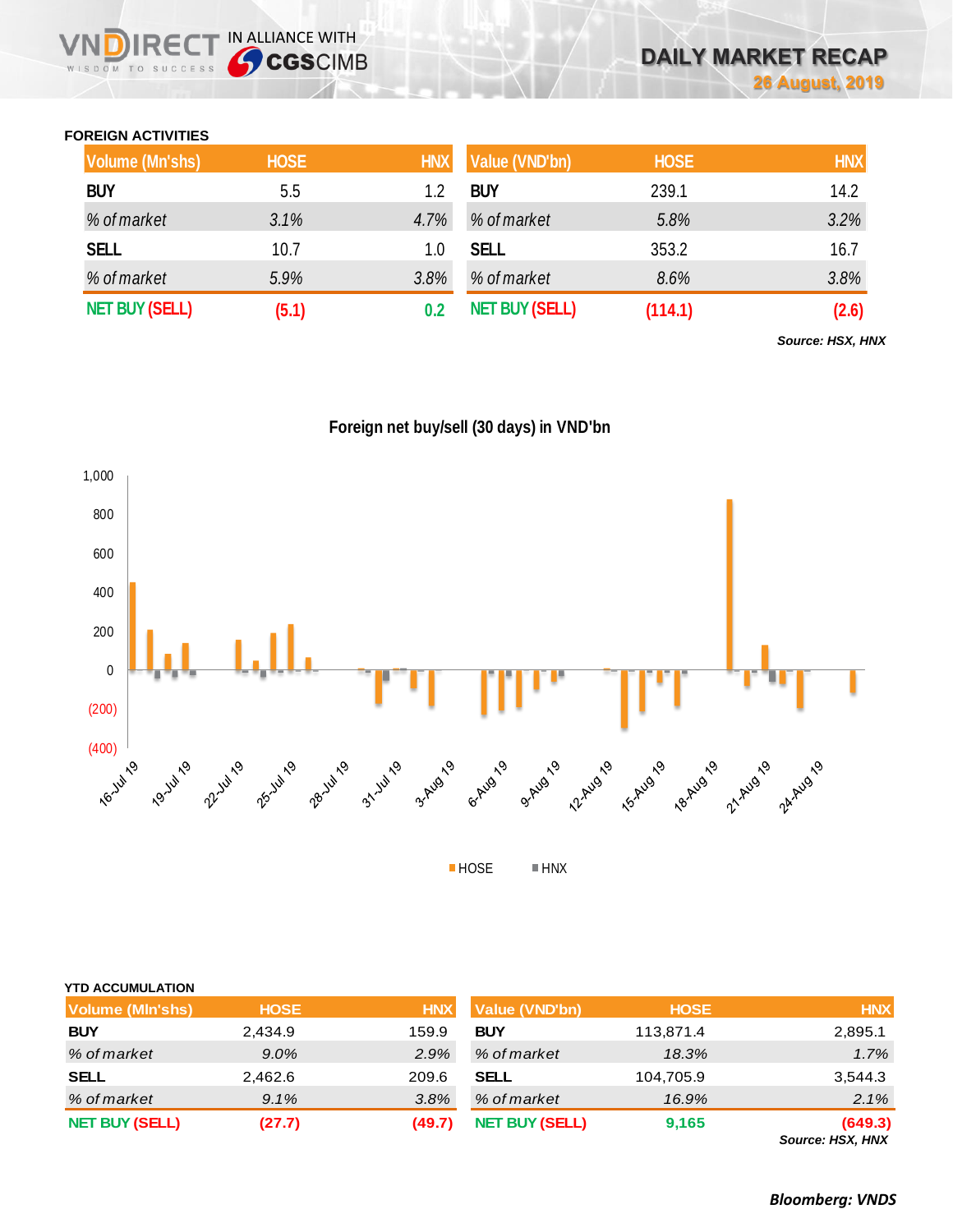## FOREIGN ACTIVITIES

| Volume (Mn'shs) | HOSE | HNX |
|---|---|---|
| BUY | 5.5 | 1.2 |
| % of market | 3.1% | 4.7% |
| SELL | 10.7 | 1.0 |
| % of market | 5.9% | 3.8% |
| NET BUY (SELL) | (5.1) | 0.2 |

| Value (VND'bn) | HOSE | HNX |
|---|---|---|
| BUY | 239.1 | 14.2 |
| % of market | 5.8% | 3.2% |
| SELL | 353.2 | 16.7 |
| % of market | 8.6% | 3.8% |
| NET BUY (SELL) | (114.1) | (2.6) |

*Source: HSX, HNX*

Foreign net buy/sell (30 days) in VND'bn

## YTD ACCUMULATION

| Volume (Mln'shs) | HOSE | HNX |
|---|---|---|
| BUY | 2,434.9 | 159.9 |
| % of market | 9.0% | 2.9% |
| SELL | 2,462.6 | 209.6 |
| % of market | 9.1% | 3.8% |
| NET BUY (SELL) | (27.7) | (49.7) |

| Value (VND'bn) | HOSE | HNX |
|---|---|---|
| BUY | 113,871.4 | 2,895.1 |
| % of market | 18.3% | 1.7% |
| SELL | 104,705.9 | 3,544.3 |
| % of market | 16.9% | 2.1% |
| NET BUY (SELL) | 9,165 | (649.3) |

*Source: HSX, HNX*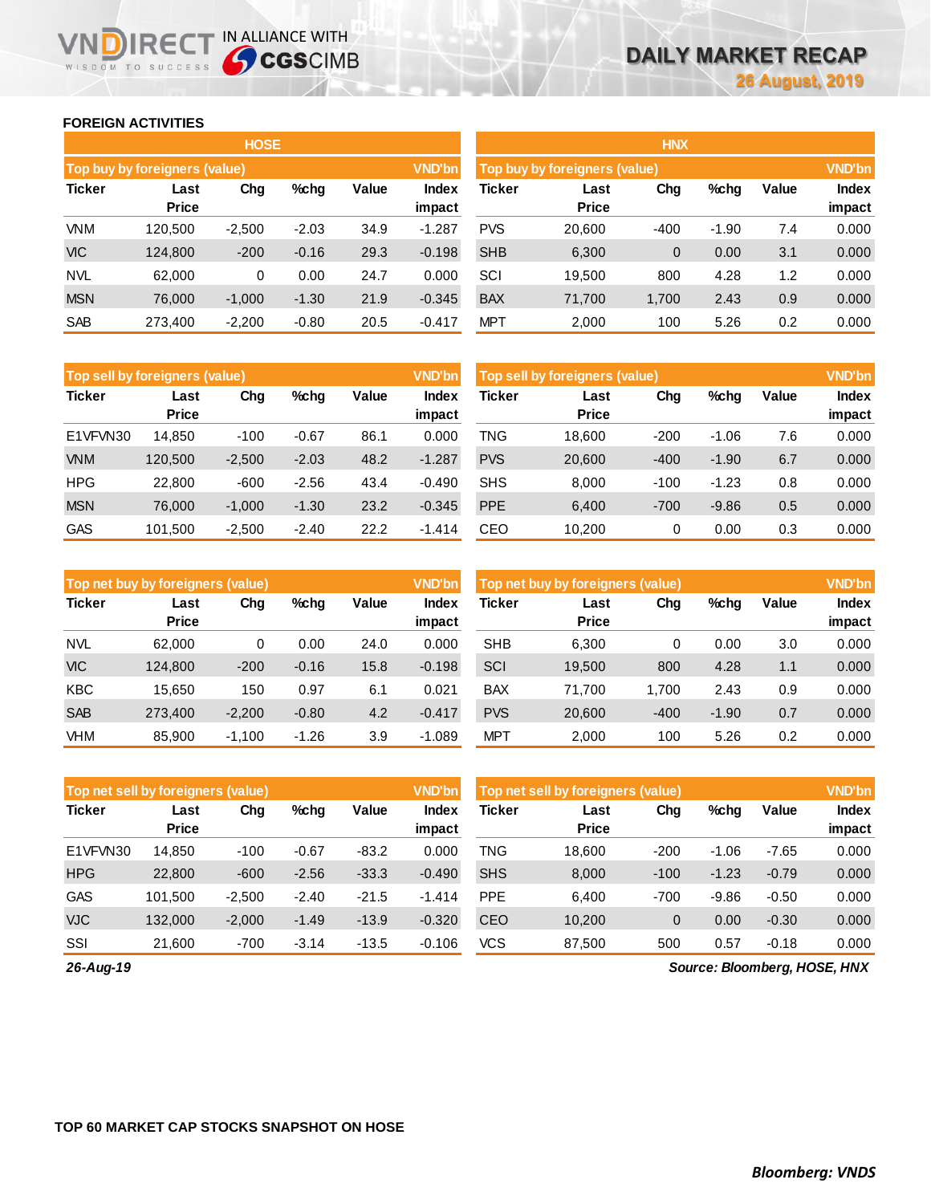## FOREIGN ACTIVITIES

### HOSE

| Top buy by foreigners (value) | | | | | VND'bn |
|---|---|---|---|---|---|
| Ticker | Last Price | Chg | %chg | Value | Index impact |
| VNM | 120,500 | -2,500 | -2.03 | 34.9 | -1.287 |
| VIC | 124,800 | -200 | -0.16 | 29.3 | -0.198 |
| NVL | 62,000 | 0 | 0.00 | 24.7 | 0.000 |
| MSN | 76,000 | -1,000 | -1.30 | 21.9 | -0.345 |
| SAB | 273,400 | -2,200 | -0.80 | 20.5 | -0.417 |

| Top sell by foreigners (value) | | | | | VND'bn |
|---|---|---|---|---|---|
| Ticker | Last Price | Chg | %chg | Value | Index impact |
| E1VFVN30 | 14,850 | -100 | -0.67 | 86.1 | 0.000 |
| VNM | 120,500 | -2,500 | -2.03 | 48.2 | -1.287 |
| HPG | 22,800 | -600 | -2.56 | 43.4 | -0.490 |
| MSN | 76,000 | -1,000 | -1.30 | 23.2 | -0.345 |
| GAS | 101,500 | -2,500 | -2.40 | 22.2 | -1.414 |

| Top net buy by foreigners (value) | | | | | VND'bn |
|---|---|---|---|---|---|
| Ticker | Last Price | Chg | %chg | Value | Index impact |
| NVL | 62,000 | 0 | 0.00 | 24.0 | 0.000 |
| VIC | 124,800 | -200 | -0.16 | 15.8 | -0.198 |
| KBC | 15,650 | 150 | 0.97 | 6.1 | 0.021 |
| SAB | 273,400 | -2,200 | -0.80 | 4.2 | -0.417 |
| VHM | 85,900 | -1,100 | -1.26 | 3.9 | -1.089 |

| Top net sell by foreigners (value) | | | | | VND'bn |
|---|---|---|---|---|---|
| Ticker | Last Price | Chg | %chg | Value | Index impact |
| E1VFVN30 | 14,850 | -100 | -0.67 | -83.2 | 0.000 |
| HPG | 22,800 | -600 | -2.56 | -33.3 | -0.490 |
| GAS | 101,500 | -2,500 | -2.40 | -21.5 | -1.414 |
| VJC | 132,000 | -2,000 | -1.49 | -13.9 | -0.320 |
| SSI | 21,600 | -700 | -3.14 | -13.5 | -0.106 |

### HNX

| Top buy by foreigners (value) | | | | | VND'bn |
|---|---|---|---|---|---|
| Ticker | Last Price | Chg | %chg | Value | Index impact |
| PVS | 20,600 | -400 | -1.90 | 7.4 | 0.000 |
| SHB | 6,300 | 0 | 0.00 | 3.1 | 0.000 |
| SCI | 19,500 | 800 | 4.28 | 1.2 | 0.000 |
| BAX | 71,700 | 1,700 | 2.43 | 0.9 | 0.000 |
| MPT | 2,000 | 100 | 5.26 | 0.2 | 0.000 |

| Top sell by foreigners (value) | | | | | VND'bn |
|---|---|---|---|---|---|
| Ticker | Last Price | Chg | %chg | Value | Index impact |
| TNG | 18,600 | -200 | -1.06 | 7.6 | 0.000 |
| PVS | 20,600 | -400 | -1.90 | 6.7 | 0.000 |
| SHS | 8,000 | -100 | -1.23 | 0.8 | 0.000 |
| PPE | 6,400 | -700 | -9.86 | 0.5 | 0.000 |
| CEO | 10,200 | 0 | 0.00 | 0.3 | 0.000 |

| Top net buy by foreigners (value) | | | | | VND'bn |
|---|---|---|---|---|---|
| Ticker | Last Price | Chg | %chg | Value | Index impact |
| SHB | 6,300 | 0 | 0.00 | 3.0 | 0.000 |
| SCI | 19,500 | 800 | 4.28 | 1.1 | 0.000 |
| BAX | 71,700 | 1,700 | 2.43 | 0.9 | 0.000 |
| PVS | 20,600 | -400 | -1.90 | 0.7 | 0.000 |
| MPT | 2,000 | 100 | 5.26 | 0.2 | 0.000 |

| Top net sell by foreigners (value) | | | | | VND'bn |
|---|---|---|---|---|---|
| Ticker | Last Price | Chg | %chg | Value | Index impact |
| TNG | 18,600 | -200 | -1.06 | -7.65 | 0.000 |
| SHS | 8,000 | -100 | -1.23 | -0.79 | 0.000 |
| PPE | 6,400 | -700 | -9.86 | -0.50 | 0.000 |
| CEO | 10,200 | 0 | 0.00 | -0.30 | 0.000 |
| VCS | 87,500 | 500 | 0.57 | -0.18 | 0.000 |

*26-Aug-19*

*Source: Bloomberg, HOSE, HNX*

## TOP 60 MARKET CAP STOCKS SNAPSHOT ON HOSE

*Bloomberg: VNDS*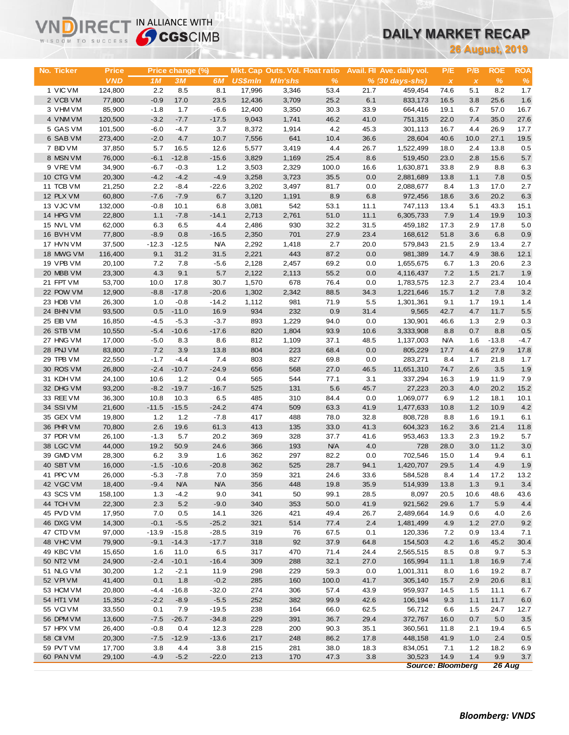# DAILY MARKET RECAP

**26 August, 2019**

| No. | Ticker | Price | Price change (%) | | | Mkt. Cap | Outs. Vol. | Float ratio | Avail. FII | Ave. daily vol. | P/E | P/B | ROE | ROA |
|---|---|---|---|---|---|---|---|---|---|---|---|---|---|---|
| | | VND | 1M | 3M | 6M | US$mln | Mln'shs | % | % | (30 days-shs) | x | x | % | % |
| 1 | VIC VM | 124,800 | 2.2 | 8.5 | 8.1 | 17,996 | 3,346 | 53.4 | 21.7 | 459,454 | 74.6 | 5.1 | 8.2 | 1.7 |
| 2 | VCB VM | 77,800 | -0.9 | 17.0 | 23.5 | 12,436 | 3,709 | 25.2 | 6.1 | 833,173 | 16.5 | 3.8 | 25.6 | 1.6 |
| 3 | VHM VM | 85,900 | -1.8 | 1.7 | -6.6 | 12,400 | 3,350 | 30.3 | 33.9 | 664,416 | 19.1 | 6.7 | 57.0 | 16.7 |
| 4 | VNM VM | 120,500 | -3.2 | -7.7 | -17.5 | 9,043 | 1,741 | 46.2 | 41.0 | 751,315 | 22.0 | 7.4 | 35.0 | 27.6 |
| 5 | GAS VM | 101,500 | -6.0 | -4.7 | 3.7 | 8,372 | 1,914 | 4.2 | 45.3 | 301,113 | 16.7 | 4.4 | 26.9 | 17.7 |
| 6 | SAB VM | 273,400 | -2.0 | 4.7 | 10.7 | 7,556 | 641 | 10.4 | 36.6 | 28,604 | 40.6 | 10.0 | 27.1 | 19.5 |
| 7 | BID VM | 37,850 | 5.7 | 16.5 | 12.6 | 5,577 | 3,419 | 4.4 | 26.7 | 1,522,499 | 18.0 | 2.4 | 13.8 | 0.5 |
| 8 | MSN VM | 76,000 | -6.1 | -12.8 | -15.6 | 3,829 | 1,169 | 25.4 | 8.6 | 519,450 | 23.0 | 2.8 | 15.6 | 5.7 |
| 9 | VRE VM | 34,900 | -6.7 | -0.3 | 1.2 | 3,503 | 2,329 | 100.0 | 16.6 | 1,630,871 | 33.8 | 2.9 | 8.8 | 6.3 |
| 10 | CTG VM | 20,300 | -4.2 | -4.2 | -4.9 | 3,258 | 3,723 | 35.5 | 0.0 | 2,881,689 | 13.8 | 1.1 | 7.8 | 0.5 |
| 11 | TCB VM | 21,250 | 2.2 | -8.4 | -22.6 | 3,202 | 3,497 | 81.7 | 0.0 | 2,088,677 | 8.4 | 1.3 | 17.0 | 2.7 |
| 12 | PLX VM | 60,800 | -7.6 | -7.9 | 6.7 | 3,120 | 1,191 | 8.9 | 6.8 | 972,456 | 18.6 | 3.6 | 20.2 | 6.3 |
| 13 | VJC VM | 132,000 | -0.8 | 10.1 | 6.8 | 3,081 | 542 | 53.1 | 11.1 | 747,113 | 13.4 | 5.1 | 43.3 | 15.1 |
| 14 | HPG VM | 22,800 | 1.1 | -7.8 | -14.1 | 2,713 | 2,761 | 51.0 | 11.1 | 6,305,733 | 7.9 | 1.4 | 19.9 | 10.3 |
| 15 | NVL VM | 62,000 | 6.3 | 6.5 | 4.4 | 2,486 | 930 | 32.2 | 31.5 | 459,182 | 17.3 | 2.9 | 17.8 | 5.0 |
| 16 | BVH VM | 77,800 | -8.9 | 0.8 | -16.5 | 2,350 | 701 | 27.9 | 23.4 | 168,612 | 51.8 | 3.6 | 6.8 | 0.9 |
| 17 | HVN VM | 37,500 | -12.3 | -12.5 | N/A | 2,292 | 1,418 | 2.7 | 20.0 | 579,843 | 21.5 | 2.9 | 13.4 | 2.7 |
| 18 | MWG VM | 116,400 | 9.1 | 31.2 | 31.5 | 2,221 | 443 | 87.2 | 0.0 | 981,389 | 14.7 | 4.9 | 38.6 | 12.1 |
| 19 | VPB VM | 20,100 | 7.2 | 7.8 | -5.6 | 2,128 | 2,457 | 69.2 | 0.0 | 1,655,675 | 6.7 | 1.3 | 20.6 | 2.3 |
| 20 | MBB VM | 23,300 | 4.3 | 9.1 | 5.7 | 2,122 | 2,113 | 55.2 | 0.0 | 4,116,437 | 7.2 | 1.5 | 21.7 | 1.9 |
| 21 | FPT VM | 53,700 | 10.0 | 17.8 | 30.7 | 1,570 | 678 | 76.4 | 0.0 | 1,783,575 | 12.3 | 2.7 | 23.4 | 10.4 |
| 22 | POW VM | 12,900 | -8.8 | -17.8 | -20.6 | 1,302 | 2,342 | 88.5 | 34.3 | 1,221,646 | 15.7 | 1.2 | 7.8 | 3.2 |
| 23 | HDB VM | 26,300 | 1.0 | -0.8 | -14.2 | 1,112 | 981 | 71.9 | 5.5 | 1,301,361 | 9.1 | 1.7 | 19.1 | 1.4 |
| 24 | BHN VM | 93,500 | 0.5 | -11.0 | 16.9 | 934 | 232 | 0.9 | 31.4 | 9,565 | 42.7 | 4.7 | 11.7 | 5.5 |
| 25 | EIB VM | 16,850 | -4.5 | -5.3 | -3.7 | 893 | 1,229 | 94.0 | 0.0 | 130,901 | 46.6 | 1.3 | 2.9 | 0.3 |
| 26 | STB VM | 10,550 | -5.4 | -10.6 | -17.6 | 820 | 1,804 | 93.9 | 10.6 | 3,333,908 | 8.8 | 0.7 | 8.8 | 0.5 |
| 27 | HNG VM | 17,000 | -5.0 | 8.3 | 8.6 | 812 | 1,109 | 37.1 | 48.5 | 1,137,003 | N/A | 1.6 | -13.8 | -4.7 |
| 28 | PNJ VM | 83,800 | 7.2 | 3.9 | 13.8 | 804 | 223 | 68.4 | 0.0 | 805,229 | 17.7 | 4.6 | 27.9 | 17.8 |
| 29 | TPB VM | 22,550 | -1.7 | -4.4 | 7.4 | 803 | 827 | 69.8 | 0.0 | 283,271 | 8.4 | 1.7 | 21.8 | 1.7 |
| 30 | ROS VM | 26,800 | -2.4 | -10.7 | -24.9 | 656 | 568 | 27.0 | 46.5 | 11,651,310 | 74.7 | 2.6 | 3.5 | 1.9 |
| 31 | KDH VM | 24,100 | 10.6 | 1.2 | 0.4 | 565 | 544 | 77.1 | 3.1 | 337,294 | 16.3 | 1.9 | 11.9 | 7.9 |
| 32 | DHG VM | 93,200 | -8.2 | -19.7 | -16.7 | 525 | 131 | 5.6 | 45.7 | 27,223 | 20.3 | 4.0 | 20.2 | 15.2 |
| 33 | REE VM | 36,300 | 10.8 | 10.3 | 6.5 | 485 | 310 | 84.4 | 0.0 | 1,069,077 | 6.9 | 1.2 | 18.1 | 10.1 |
| 34 | SSI VM | 21,600 | -11.5 | -15.5 | -24.2 | 474 | 509 | 63.3 | 41.9 | 1,477,633 | 10.8 | 1.2 | 10.9 | 4.2 |
| 35 | GEX VM | 19,800 | 1.2 | 1.2 | -7.8 | 417 | 488 | 78.0 | 32.8 | 808,728 | 8.8 | 1.6 | 19.1 | 6.1 |
| 36 | PHR VM | 70,800 | 2.6 | 19.6 | 61.3 | 413 | 135 | 33.0 | 41.3 | 604,323 | 16.2 | 3.6 | 21.4 | 11.8 |
| 37 | PDR VM | 26,100 | -1.3 | 5.7 | 20.2 | 369 | 328 | 37.7 | 41.6 | 953,463 | 13.3 | 2.3 | 19.2 | 5.7 |
| 38 | LGC VM | 44,000 | 19.2 | 50.9 | 24.6 | 366 | 193 | N/A | 4.0 | 728 | 28.0 | 3.0 | 11.2 | 3.0 |
| 39 | GMD VM | 28,300 | 6.2 | 3.9 | 1.6 | 362 | 297 | 82.2 | 0.0 | 702,546 | 15.0 | 1.4 | 9.4 | 6.1 |
| 40 | SBT VM | 16,000 | -1.5 | -10.6 | -20.8 | 362 | 525 | 28.7 | 94.1 | 1,420,707 | 29.5 | 1.4 | 4.9 | 1.9 |
| 41 | PPC VM | 26,000 | -5.3 | -7.8 | 7.0 | 359 | 321 | 24.6 | 33.6 | 584,528 | 8.4 | 1.4 | 17.2 | 13.2 |
| 42 | VGC VM | 18,400 | -9.4 | N/A | N/A | 356 | 448 | 19.8 | 35.9 | 514,939 | 13.8 | 1.2 | 9.1 | 3.4 |
| 43 | SCS VM | 158,100 | 1.3 | -4.2 | 9.0 | 341 | 50 | 99.1 | 28.5 | 8,097 | 20.5 | 10.6 | 48.6 | 43.6 |
| 44 | TCH VM | 22,300 | 2.3 | 5.2 | -9.0 | 340 | 353 | 50.0 | 41.9 | 921,562 | 29.6 | 1.7 | 5.9 | 4.4 |
| 45 | PVD VM | 17,950 | 7.0 | 0.5 | 14.1 | 326 | 421 | 49.4 | 26.7 | 2,489,664 | 14.9 | 0.6 | 4.0 | 2.6 |
| 46 | DXG VM | 14,300 | -0.1 | -5.5 | -25.2 | 321 | 514 | 77.4 | 2.4 | 1,481,499 | 4.9 | 1.2 | 27.0 | 9.2 |
| 47 | CTD VM | 97,000 | -13.9 | -15.8 | -28.5 | 319 | 76 | 67.5 | 0.1 | 120,336 | 7.2 | 0.9 | 13.4 | 7.1 |
| 48 | VHC VM | 79,900 | -9.1 | -14.3 | -17.7 | 318 | 92 | 37.9 | 64.8 | 154,503 | 4.2 | 1.6 | 45.2 | 30.4 |
| 49 | KBC VM | 15,650 | 1.6 | 11.0 | 6.5 | 317 | 470 | 71.4 | 24.4 | 2,565,515 | 8.5 | 0.8 | 9.7 | 5.3 |
| 50 | NT2 VM | 24,900 | -2.4 | -10.1 | -16.4 | 309 | 288 | 32.1 | 27.0 | 165,994 | 11.1 | 1.8 | 16.9 | 7.4 |
| 51 | NLG VM | 30,200 | 1.2 | -2.1 | 11.9 | 298 | 229 | 59.3 | 0.0 | 1,001,311 | 8.0 | 1.6 | 19.2 | 8.7 |
| 52 | VPI VM | 41,400 | 0.1 | 1.8 | -0.2 | 285 | 160 | 100.0 | 41.7 | 305,140 | 15.7 | 2.9 | 20.6 | 8.1 |
| 53 | HCM VM | 20,800 | -4.4 | -16.8 | -32.0 | 274 | 306 | 57.4 | 43.9 | 959,937 | 14.5 | 1.5 | 11.1 | 6.7 |
| 54 | HT1 VM | 15,350 | -2.2 | -8.9 | -5.5 | 252 | 382 | 99.9 | 42.6 | 106,194 | 9.3 | 1.1 | 11.7 | 6.0 |
| 55 | VCI VM | 33,550 | 0.1 | 7.9 | -19.5 | 238 | 164 | 66.0 | 62.5 | 56,712 | 6.6 | 1.5 | 24.7 | 12.7 |
| 56 | DPM VM | 13,600 | -7.5 | -26.7 | -34.8 | 229 | 391 | 36.7 | 29.4 | 372,767 | 16.0 | 0.7 | 5.0 | 3.5 |
| 57 | HPX VM | 26,400 | -0.8 | 0.4 | 12.3 | 228 | 200 | 90.3 | 35.1 | 360,561 | 11.8 | 2.1 | 19.4 | 6.5 |
| 58 | CII VM | 20,300 | -7.5 | -12.9 | -13.6 | 217 | 248 | 86.2 | 17.8 | 448,158 | 41.9 | 1.0 | 2.4 | 0.5 |
| 59 | PVT VM | 17,700 | 3.8 | 4.4 | 3.8 | 215 | 281 | 38.0 | 18.3 | 834,051 | 7.1 | 1.2 | 18.2 | 6.9 |
| 60 | PAN VM | 29,100 | -4.9 | -5.2 | -22.0 | 213 | 170 | 47.3 | 3.8 | 30,523 | 14.9 | 1.4 | 9.9 | 3.7 |

***Source: Bloomberg*** ***26 Aug***

***Bloomberg: VNDS***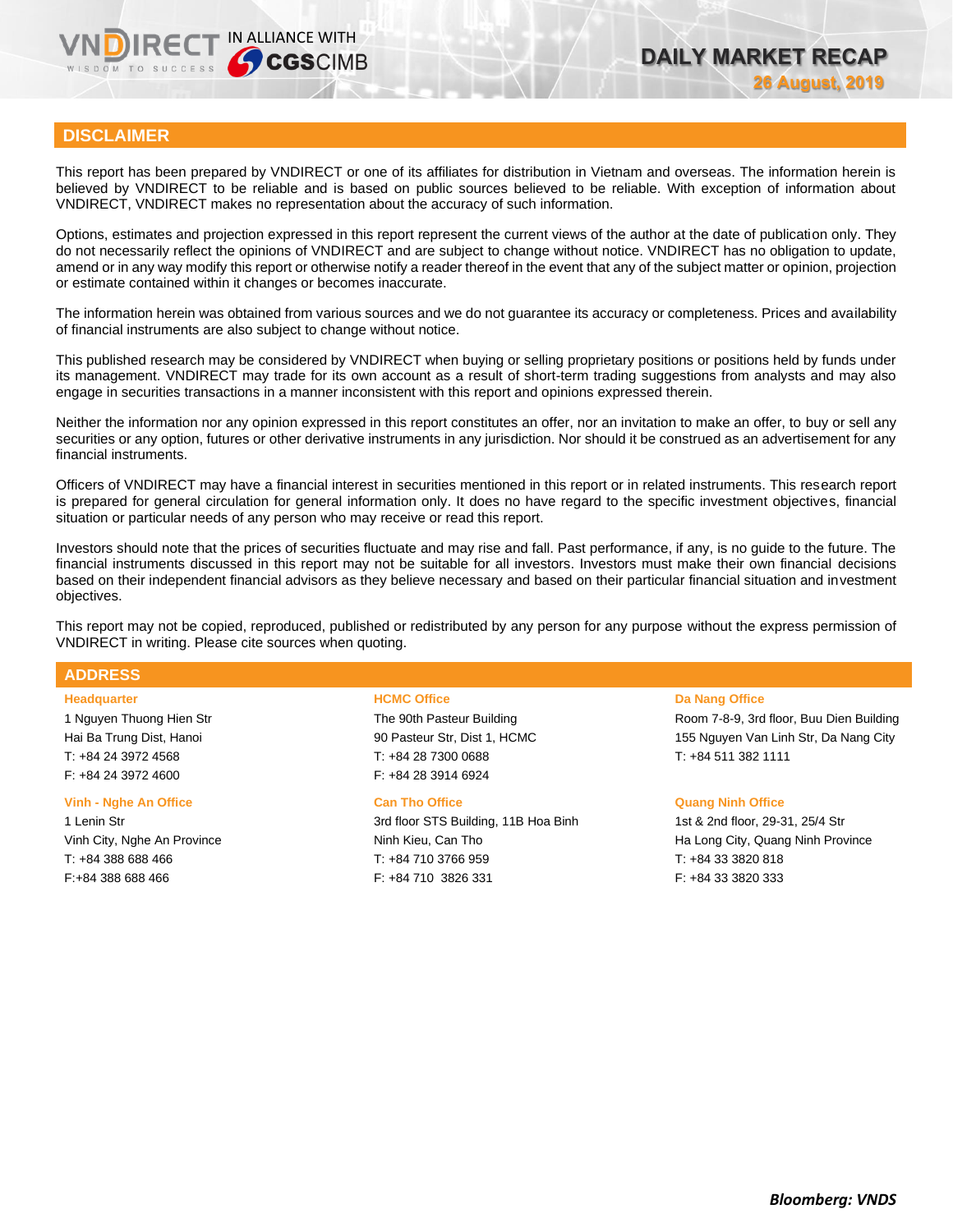## DISCLAIMER

This report has been prepared by VNDIRECT or one of its affiliates for distribution in Vietnam and overseas. The information herein is believed by VNDIRECT to be reliable and is based on public sources believed to be reliable. With exception of information about VNDIRECT, VNDIRECT makes no representation about the accuracy of such information.

Options, estimates and projection expressed in this report represent the current views of the author at the date of publication only. They do not necessarily reflect the opinions of VNDIRECT and are subject to change without notice. VNDIRECT has no obligation to update, amend or in any way modify this report or otherwise notify a reader thereof in the event that any of the subject matter or opinion, projection or estimate contained within it changes or becomes inaccurate.

The information herein was obtained from various sources and we do not guarantee its accuracy or completeness. Prices and availability of financial instruments are also subject to change without notice.

This published research may be considered by VNDIRECT when buying or selling proprietary positions or positions held by funds under its management. VNDIRECT may trade for its own account as a result of short-term trading suggestions from analysts and may also engage in securities transactions in a manner inconsistent with this report and opinions expressed therein.

Neither the information nor any opinion expressed in this report constitutes an offer, nor an invitation to make an offer, to buy or sell any securities or any option, futures or other derivative instruments in any jurisdiction. Nor should it be construed as an advertisement for any financial instruments.

Officers of VNDIRECT may have a financial interest in securities mentioned in this report or in related instruments. This research report is prepared for general circulation for general information only. It does no have regard to the specific investment objectives, financial situation or particular needs of any person who may receive or read this report.

Investors should note that the prices of securities fluctuate and may rise and fall. Past performance, if any, is no guide to the future. The financial instruments discussed in this report may not be suitable for all investors. Investors must make their own financial decisions based on their independent financial advisors as they believe necessary and based on their particular financial situation and investment objectives.

This report may not be copied, reproduced, published or redistributed by any person for any purpose without the express permission of VNDIRECT in writing. Please cite sources when quoting.

## ADDRESS

**Headquarter**
1 Nguyen Thuong Hien Str
Hai Ba Trung Dist, Hanoi
T: +84 24 3972 4568
F: +84 24 3972 4600

**HCMC Office**
The 90th Pasteur Building
90 Pasteur Str, Dist 1, HCMC
T: +84 28 7300 0688
F: +84 28 3914 6924

**Da Nang Office**
Room 7-8-9, 3rd floor, Buu Dien Building
155 Nguyen Van Linh Str, Da Nang City
T: +84 511 382 1111

**Vinh - Nghe An Office**
1 Lenin Str
Vinh City, Nghe An Province
T: +84 388 688 466
F:+84 388 688 466

**Can Tho Office**
3rd floor STS Building, 11B Hoa Binh
Ninh Kieu, Can Tho
T: +84 710 3766 959
F: +84 710 3826 331

**Quang Ninh Office**
1st & 2nd floor, 29-31, 25/4 Str
Ha Long City, Quang Ninh Province
T: +84 33 3820 818
F: +84 33 3820 333